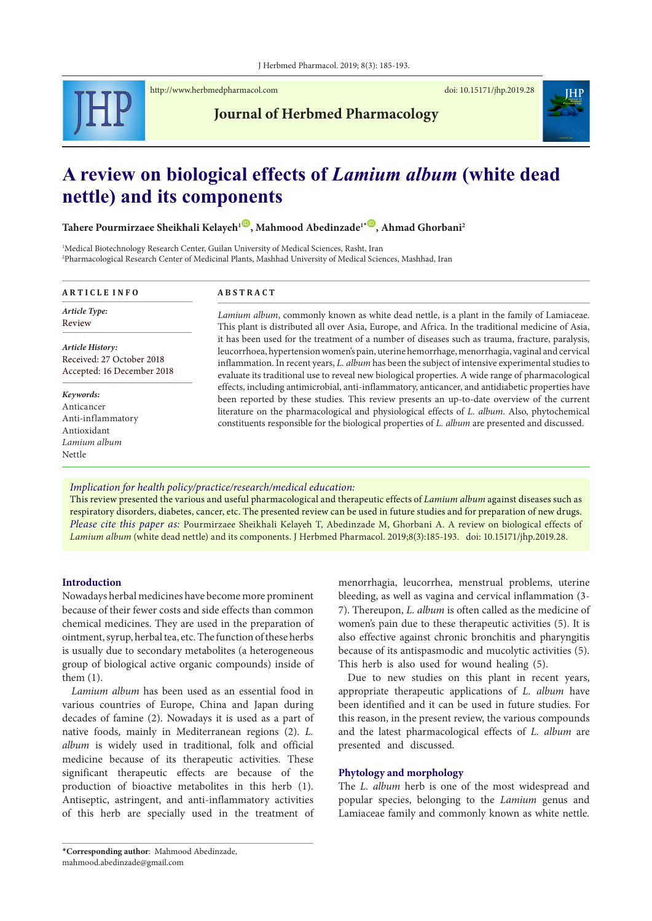http://www.herbmedpharmacol.com doi: 10.15171/jhp.2019.28

**Journal of Herbmed Pharmacology**

# A review on biological effects of *Lamium album* (white dead nettle) and its components

**Tahere Pourmirzaee Sheikhali Kelayeh[1], Mahmood Abedinzade[1*], Ahmad Ghorbani[2]**

[1]Medical Biotechnology Research Center, Guilan University of Medical Sciences, Rasht, Iran
[2]Pharmacological Research Center of Medicinal Plants, Mashhad University of Medical Sciences, Mashhad, Iran

**ARTICLE INFO**

*Article Type:*
Review

*Article History:*
Received: 27 October 2018
Accepted: 16 December 2018

*Keywords:*
Anticancer
Anti-inflammatory
Antioxidant
*Lamium album*
Nettle

**ABSTRACT**

*Lamium album*, commonly known as white dead nettle, is a plant in the family of Lamiaceae. This plant is distributed all over Asia, Europe, and Africa. In the traditional medicine of Asia, it has been used for the treatment of a number of diseases such as trauma, fracture, paralysis, leucorrhoea, hypertension women's pain, uterine hemorrhage, menorrhagia, vaginal and cervical inflammation. In recent years, *L. album* has been the subject of intensive experimental studies to evaluate its traditional use to reveal new biological properties. A wide range of pharmacological effects, including antimicrobial, anti-inflammatory, anticancer, and antidiabetic properties have been reported by these studies. This review presents an up-to-date overview of the current literature on the pharmacological and physiological effects of *L. album*. Also, phytochemical constituents responsible for the biological properties of *L. album* are presented and discussed.

*Implication for health policy/practice/research/medical education:*
This review presented the various and useful pharmacological and therapeutic effects of *Lamium album* against diseases such as respiratory disorders, diabetes, cancer, etc. The presented review can be used in future studies and for preparation of new drugs.
*Please cite this paper as:* Pourmirzaee Sheikhali Kelayeh T, Abedinzade M, Ghorbani A. A review on biological effects of *Lamium album* (white dead nettle) and its components. J Herbmed Pharmacol. 2019;8(3):185-193. doi: 10.15171/jhp.2019.28.

## Introduction

Nowadays herbal medicines have become more prominent because of their fewer costs and side effects than common chemical medicines. They are used in the preparation of ointment, syrup, herbal tea, etc. The function of these herbs is usually due to secondary metabolites (a heterogeneous group of biological active organic compounds) inside of them (1).

*Lamium album* has been used as an essential food in various countries of Europe, China and Japan during decades of famine (2). Nowadays it is used as a part of native foods, mainly in Mediterranean regions (2). *L. album* is widely used in traditional, folk and official medicine because of its therapeutic activities. These significant therapeutic effects are because of the production of bioactive metabolites in this herb (1). Antiseptic, astringent, and anti-inflammatory activities of this herb are specially used in the treatment of menorrhagia, leucorrhea, menstrual problems, uterine bleeding, as well as vagina and cervical inflammation (3-7). Thereupon, *L. album* is often called as the medicine of women's pain due to these therapeutic activities (5). It is also effective against chronic bronchitis and pharyngitis because of its antispasmodic and mucolytic activities (5). This herb is also used for wound healing (5).

Due to new studies on this plant in recent years, appropriate therapeutic applications of *L. album* have been identified and it can be used in future studies. For this reason, in the present review, the various compounds and the latest pharmacological effects of *L. album* are presented and discussed.

## Phytology and morphology

The *L. album* herb is one of the most widespread and popular species, belonging to the *Lamium* genus and Lamiaceae family and commonly known as white nettle.

**\*Corresponding author**: Mahmood Abedinzade, mahmood.abedinzade@gmail.com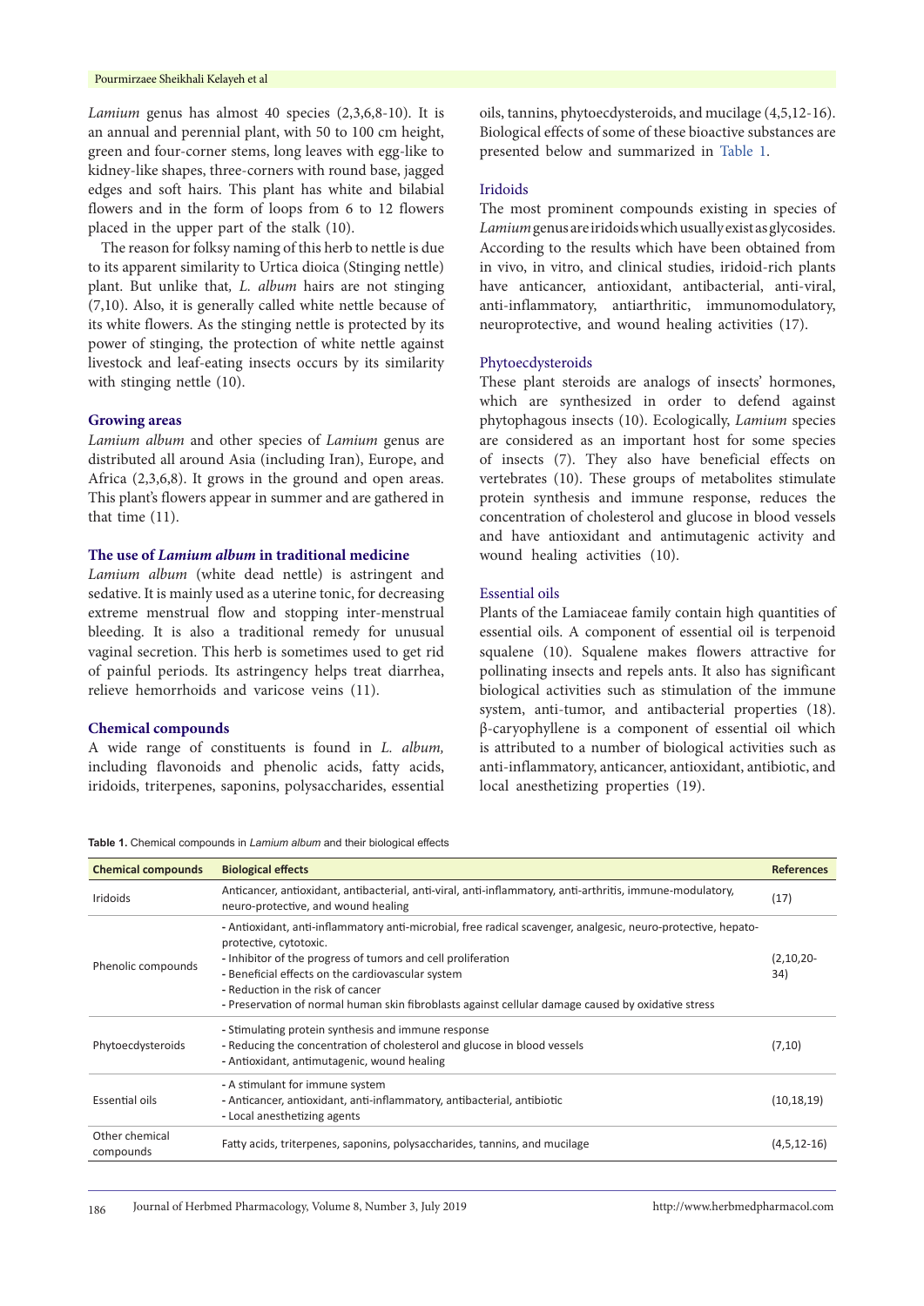*Lamium* genus has almost 40 species (2,3,6,8-10). It is an annual and perennial plant, with 50 to 100 cm height, green and four-corner stems, long leaves with egg-like to kidney-like shapes, three-corners with round base, jagged edges and soft hairs. This plant has white and bilabial flowers and in the form of loops from 6 to 12 flowers placed in the upper part of the stalk (10).

The reason for folksy naming of this herb to nettle is due to its apparent similarity to Urtica dioica (Stinging nettle) plant. But unlike that, *L. album* hairs are not stinging (7,10). Also, it is generally called white nettle because of its white flowers. As the stinging nettle is protected by its power of stinging, the protection of white nettle against livestock and leaf-eating insects occurs by its similarity with stinging nettle (10).

## Growing areas

*Lamium album* and other species of *Lamium* genus are distributed all around Asia (including Iran), Europe, and Africa (2,3,6,8). It grows in the ground and open areas. This plant's flowers appear in summer and are gathered in that time (11).

## The use of *Lamium album* in traditional medicine

*Lamium album* (white dead nettle) is astringent and sedative. It is mainly used as a uterine tonic, for decreasing extreme menstrual flow and stopping inter-menstrual bleeding. It is also a traditional remedy for unusual vaginal secretion. This herb is sometimes used to get rid of painful periods. Its astringency helps treat diarrhea, relieve hemorrhoids and varicose veins (11).

## Chemical compounds

A wide range of constituents is found in *L. album,* including flavonoids and phenolic acids, fatty acids, iridoids, triterpenes, saponins, polysaccharides, essential oils, tannins, phytoecdysteroids, and mucilage (4,5,12-16). Biological effects of some of these bioactive substances are presented below and summarized in Table 1.

### Iridoids

The most prominent compounds existing in species of *Lamium* genus are iridoids which usually exist as glycosides. According to the results which have been obtained from in vivo, in vitro, and clinical studies, iridoid-rich plants have anticancer, antioxidant, antibacterial, anti-viral, anti-inflammatory, antiarthritic, immunomodulatory, neuroprotective, and wound healing activities (17).

### Phytoecdysteroids

These plant steroids are analogs of insects' hormones, which are synthesized in order to defend against phytophagous insects (10). Ecologically, *Lamium* species are considered as an important host for some species of insects (7). They also have beneficial effects on vertebrates (10). These groups of metabolites stimulate protein synthesis and immune response, reduces the concentration of cholesterol and glucose in blood vessels and have antioxidant and antimutagenic activity and wound healing activities (10).

### Essential oils

Plants of the Lamiaceae family contain high quantities of essential oils. A component of essential oil is terpenoid squalene (10). Squalene makes flowers attractive for pollinating insects and repels ants. It also has significant biological activities such as stimulation of the immune system, anti-tumor, and antibacterial properties (18). β-caryophyllene is a component of essential oil which is attributed to a number of biological activities such as anti-inflammatory, anticancer, antioxidant, antibiotic, and local anesthetizing properties (19).

**Table 1.** Chemical compounds in *Lamium album* and their biological effects

| Chemical compounds | Biological effects | References |
|---|---|---|
| Iridoids | Anticancer, antioxidant, antibacterial, anti-viral, anti-inflammatory, anti-arthritis, immune-modulatory, neuro-protective, and wound healing | (17) |
| Phenolic compounds | - Antioxidant, anti-inflammatory anti-microbial, free radical scavenger, analgesic, neuro-protective, hepato-protective, cytotoxic.<br>- Inhibitor of the progress of tumors and cell proliferation<br>- Beneficial effects on the cardiovascular system<br>- Reduction in the risk of cancer<br>- Preservation of normal human skin fibroblasts against cellular damage caused by oxidative stress | (2,10,20-34) |
| Phytoecdysteroids | - Stimulating protein synthesis and immune response<br>- Reducing the concentration of cholesterol and glucose in blood vessels<br>- Antioxidant, antimutagenic, wound healing | (7,10) |
| Essential oils | - A stimulant for immune system<br>- Anticancer, antioxidant, anti-inflammatory, antibacterial, antibiotic<br>- Local anesthetizing agents | (10,18,19) |
| Other chemical compounds | Fatty acids, triterpenes, saponins, polysaccharides, tannins, and mucilage | (4,5,12-16) |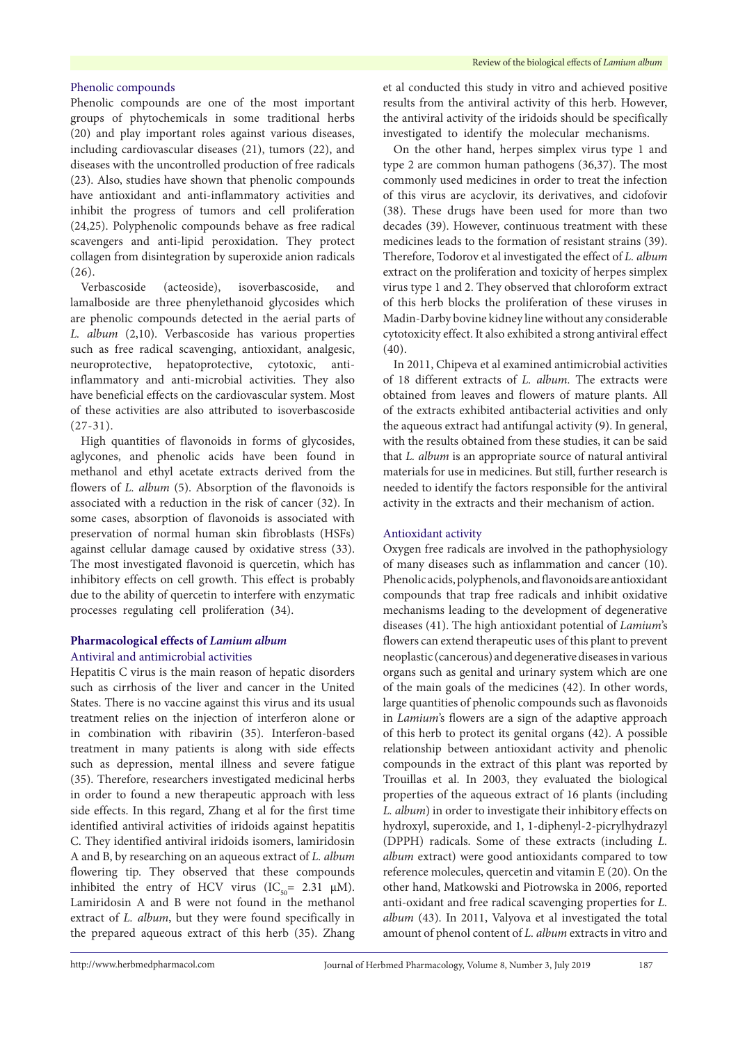### Phenolic compounds

Phenolic compounds are one of the most important groups of phytochemicals in some traditional herbs (20) and play important roles against various diseases, including cardiovascular diseases (21), tumors (22), and diseases with the uncontrolled production of free radicals (23). Also, studies have shown that phenolic compounds have antioxidant and anti-inflammatory activities and inhibit the progress of tumors and cell proliferation (24,25). Polyphenolic compounds behave as free radical scavengers and anti-lipid peroxidation. They protect collagen from disintegration by superoxide anion radicals (26).

Verbascoside (acteoside), isoverbascoside, and lamalboside are three phenylethanoid glycosides which are phenolic compounds detected in the aerial parts of *L. album* (2,10). Verbascoside has various properties such as free radical scavenging, antioxidant, analgesic, neuroprotective, hepatoprotective, cytotoxic, anti-inflammatory and anti-microbial activities. They also have beneficial effects on the cardiovascular system. Most of these activities are also attributed to isoverbascoside (27-31).

High quantities of flavonoids in forms of glycosides, aglycones, and phenolic acids have been found in methanol and ethyl acetate extracts derived from the flowers of *L. album* (5). Absorption of the flavonoids is associated with a reduction in the risk of cancer (32). In some cases, absorption of flavonoids is associated with preservation of normal human skin fibroblasts (HSFs) against cellular damage caused by oxidative stress (33). The most investigated flavonoid is quercetin, which has inhibitory effects on cell growth. This effect is probably due to the ability of quercetin to interfere with enzymatic processes regulating cell proliferation (34).

## Pharmacological effects of *Lamium album*

### Antiviral and antimicrobial activities

Hepatitis C virus is the main reason of hepatic disorders such as cirrhosis of the liver and cancer in the United States. There is no vaccine against this virus and its usual treatment relies on the injection of interferon alone or in combination with ribavirin (35). Interferon-based treatment in many patients is along with side effects such as depression, mental illness and severe fatigue (35). Therefore, researchers investigated medicinal herbs in order to found a new therapeutic approach with less side effects. In this regard, Zhang et al for the first time identified antiviral activities of iridoids against hepatitis C. They identified antiviral iridoids isomers, lamiridosin A and B, by researching on an aqueous extract of *L. album* flowering tip. They observed that these compounds inhibited the entry of HCV virus ($IC_{50}$= 2.31 μM). Lamiridosin A and B were not found in the methanol extract of *L. album*, but they were found specifically in the prepared aqueous extract of this herb (35). Zhang et al conducted this study in vitro and achieved positive results from the antiviral activity of this herb. However, the antiviral activity of the iridoids should be specifically investigated to identify the molecular mechanisms.

On the other hand, herpes simplex virus type 1 and type 2 are common human pathogens (36,37). The most commonly used medicines in order to treat the infection of this virus are acyclovir, its derivatives, and cidofovir (38). These drugs have been used for more than two decades (39). However, continuous treatment with these medicines leads to the formation of resistant strains (39). Therefore, Todorov et al investigated the effect of *L. album* extract on the proliferation and toxicity of herpes simplex virus type 1 and 2. They observed that chloroform extract of this herb blocks the proliferation of these viruses in Madin-Darby bovine kidney line without any considerable cytotoxicity effect. It also exhibited a strong antiviral effect (40).

In 2011, Chipeva et al examined antimicrobial activities of 18 different extracts of *L. album*. The extracts were obtained from leaves and flowers of mature plants. All of the extracts exhibited antibacterial activities and only the aqueous extract had antifungal activity (9). In general, with the results obtained from these studies, it can be said that *L. album* is an appropriate source of natural antiviral materials for use in medicines. But still, further research is needed to identify the factors responsible for the antiviral activity in the extracts and their mechanism of action.

### Antioxidant activity

Oxygen free radicals are involved in the pathophysiology of many diseases such as inflammation and cancer (10). Phenolic acids, polyphenols, and flavonoids are antioxidant compounds that trap free radicals and inhibit oxidative mechanisms leading to the development of degenerative diseases (41). The high antioxidant potential of *Lamium*'s flowers can extend therapeutic uses of this plant to prevent neoplastic (cancerous) and degenerative diseases in various organs such as genital and urinary system which are one of the main goals of the medicines (42). In other words, large quantities of phenolic compounds such as flavonoids in *Lamium*'s flowers are a sign of the adaptive approach of this herb to protect its genital organs (42). A possible relationship between antioxidant activity and phenolic compounds in the extract of this plant was reported by Trouillas et al. In 2003, they evaluated the biological properties of the aqueous extract of 16 plants (including *L. album*) in order to investigate their inhibitory effects on hydroxyl, superoxide, and 1, 1-diphenyl-2-picrylhydrazyl (DPPH) radicals. Some of these extracts (including *L. album* extract) were good antioxidants compared to tow reference molecules, quercetin and vitamin E (20). On the other hand, Matkowski and Piotrowska in 2006, reported anti-oxidant and free radical scavenging properties for *L. album* (43). In 2011, Valyova et al investigated the total amount of phenol content of *L. album* extracts in vitro and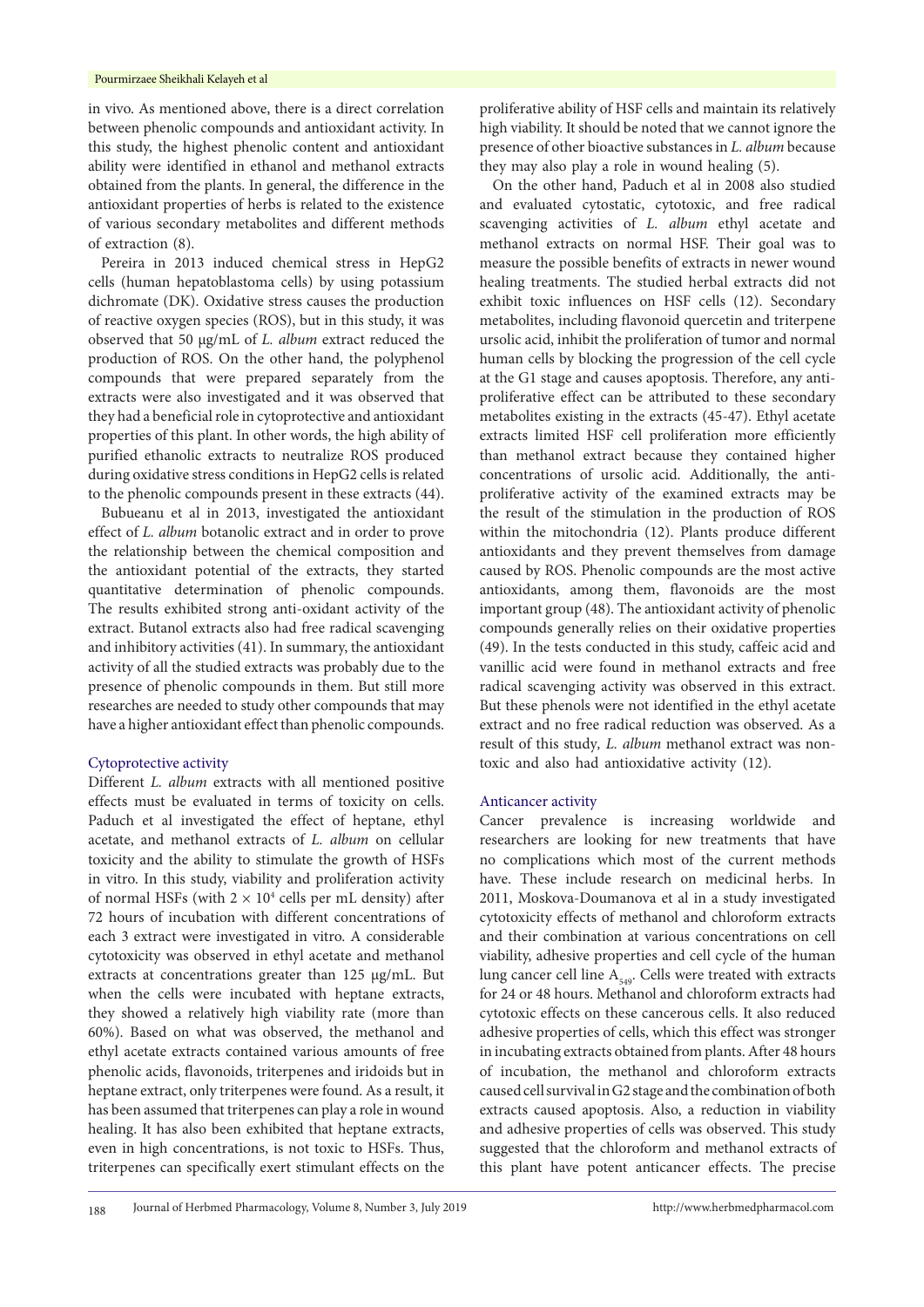in vivo. As mentioned above, there is a direct correlation between phenolic compounds and antioxidant activity. In this study, the highest phenolic content and antioxidant ability were identified in ethanol and methanol extracts obtained from the plants. In general, the difference in the antioxidant properties of herbs is related to the existence of various secondary metabolites and different methods of extraction (8).

Pereira in 2013 induced chemical stress in HepG2 cells (human hepatoblastoma cells) by using potassium dichromate (DK). Oxidative stress causes the production of reactive oxygen species (ROS), but in this study, it was observed that 50 µg/mL of *L. album* extract reduced the production of ROS. On the other hand, the polyphenol compounds that were prepared separately from the extracts were also investigated and it was observed that they had a beneficial role in cytoprotective and antioxidant properties of this plant. In other words, the high ability of purified ethanolic extracts to neutralize ROS produced during oxidative stress conditions in HepG2 cells is related to the phenolic compounds present in these extracts (44).

Bubueanu et al in 2013, investigated the antioxidant effect of *L. album* botanolic extract and in order to prove the relationship between the chemical composition and the antioxidant potential of the extracts, they started quantitative determination of phenolic compounds. The results exhibited strong anti-oxidant activity of the extract. Butanol extracts also had free radical scavenging and inhibitory activities (41). In summary, the antioxidant activity of all the studied extracts was probably due to the presence of phenolic compounds in them. But still more researches are needed to study other compounds that may have a higher antioxidant effect than phenolic compounds.

### Cytoprotective activity

Different *L. album* extracts with all mentioned positive effects must be evaluated in terms of toxicity on cells. Paduch et al investigated the effect of heptane, ethyl acetate, and methanol extracts of *L. album* on cellular toxicity and the ability to stimulate the growth of HSFs in vitro. In this study, viability and proliferation activity of normal HSFs (with $2 \times 10^4$ cells per mL density) after 72 hours of incubation with different concentrations of each 3 extract were investigated in vitro. A considerable cytotoxicity was observed in ethyl acetate and methanol extracts at concentrations greater than 125 µg/mL. But when the cells were incubated with heptane extracts, they showed a relatively high viability rate (more than 60%). Based on what was observed, the methanol and ethyl acetate extracts contained various amounts of free phenolic acids, flavonoids, triterpenes and iridoids but in heptane extract, only triterpenes were found. As a result, it has been assumed that triterpenes can play a role in wound healing. It has also been exhibited that heptane extracts, even in high concentrations, is not toxic to HSFs. Thus, triterpenes can specifically exert stimulant effects on the proliferative ability of HSF cells and maintain its relatively high viability. It should be noted that we cannot ignore the presence of other bioactive substances in *L. album* because they may also play a role in wound healing (5).

On the other hand, Paduch et al in 2008 also studied and evaluated cytostatic, cytotoxic, and free radical scavenging activities of *L. album* ethyl acetate and methanol extracts on normal HSF. Their goal was to measure the possible benefits of extracts in newer wound healing treatments. The studied herbal extracts did not exhibit toxic influences on HSF cells (12). Secondary metabolites, including flavonoid quercetin and triterpene ursolic acid, inhibit the proliferation of tumor and normal human cells by blocking the progression of the cell cycle at the G1 stage and causes apoptosis. Therefore, any anti-proliferative effect can be attributed to these secondary metabolites existing in the extracts (45-47). Ethyl acetate extracts limited HSF cell proliferation more efficiently than methanol extract because they contained higher concentrations of ursolic acid. Additionally, the anti-proliferative activity of the examined extracts may be the result of the stimulation in the production of ROS within the mitochondria (12). Plants produce different antioxidants and they prevent themselves from damage caused by ROS. Phenolic compounds are the most active antioxidants, among them, flavonoids are the most important group (48). The antioxidant activity of phenolic compounds generally relies on their oxidative properties (49). In the tests conducted in this study, caffeic acid and vanillic acid were found in methanol extracts and free radical scavenging activity was observed in this extract. But these phenols were not identified in the ethyl acetate extract and no free radical reduction was observed. As a result of this study, *L. album* methanol extract was non-toxic and also had antioxidative activity (12).

### Anticancer activity

Cancer prevalence is increasing worldwide and researchers are looking for new treatments that have no complications which most of the current methods have. These include research on medicinal herbs. In 2011, Moskova-Doumanova et al in a study investigated cytotoxicity effects of methanol and chloroform extracts and their combination at various concentrations on cell viability, adhesive properties and cell cycle of the human lung cancer cell line $A_{549}$. Cells were treated with extracts for 24 or 48 hours. Methanol and chloroform extracts had cytotoxic effects on these cancerous cells. It also reduced adhesive properties of cells, which this effect was stronger in incubating extracts obtained from plants. After 48 hours of incubation, the methanol and chloroform extracts caused cell survival in G2 stage and the combination of both extracts caused apoptosis. Also, a reduction in viability and adhesive properties of cells was observed. This study suggested that the chloroform and methanol extracts of this plant have potent anticancer effects. The precise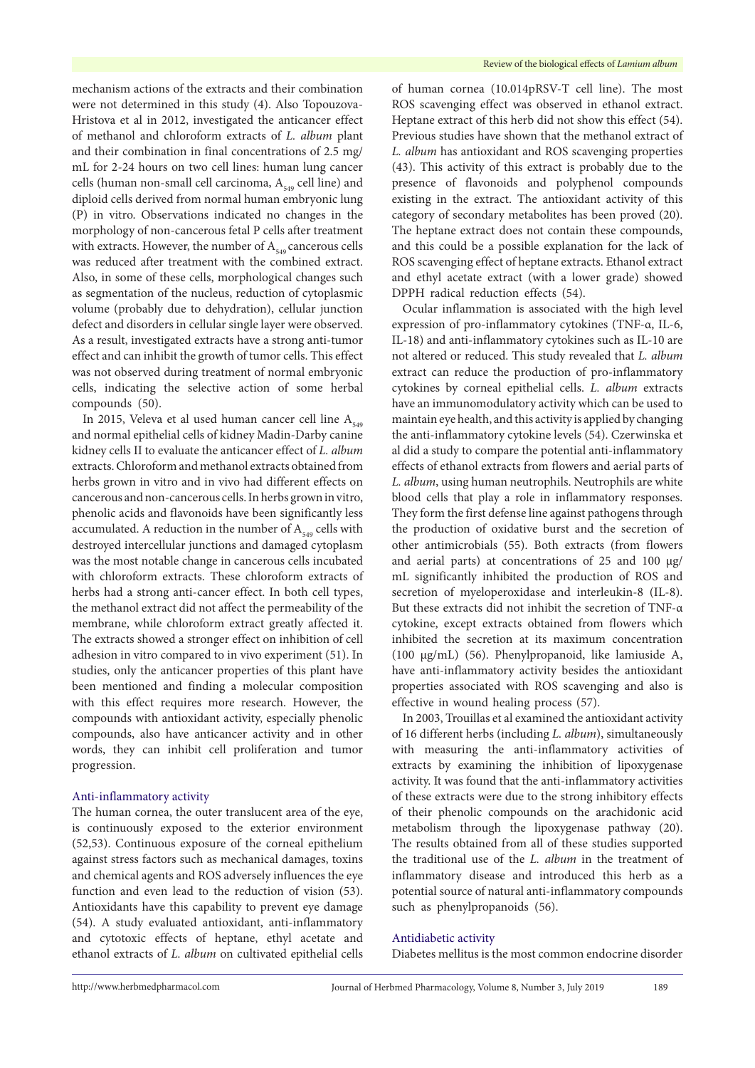mechanism actions of the extracts and their combination were not determined in this study (4). Also Topouzova-Hristova et al in 2012, investigated the anticancer effect of methanol and chloroform extracts of *L. album* plant and their combination in final concentrations of 2.5 mg/mL for 2-24 hours on two cell lines: human lung cancer cells (human non-small cell carcinoma, $A_{549}$ cell line) and diploid cells derived from normal human embryonic lung (P) in vitro. Observations indicated no changes in the morphology of non-cancerous fetal P cells after treatment with extracts. However, the number of $A_{549}$ cancerous cells was reduced after treatment with the combined extract. Also, in some of these cells, morphological changes such as segmentation of the nucleus, reduction of cytoplasmic volume (probably due to dehydration), cellular junction defect and disorders in cellular single layer were observed. As a result, investigated extracts have a strong anti-tumor effect and can inhibit the growth of tumor cells. This effect was not observed during treatment of normal embryonic cells, indicating the selective action of some herbal compounds (50).

In 2015, Veleva et al used human cancer cell line $A_{549}$ and normal epithelial cells of kidney Madin-Darby canine kidney cells II to evaluate the anticancer effect of *L. album* extracts. Chloroform and methanol extracts obtained from herbs grown in vitro and in vivo had different effects on cancerous and non-cancerous cells. In herbs grown in vitro, phenolic acids and flavonoids have been significantly less accumulated. A reduction in the number of $A_{549}$ cells with destroyed intercellular junctions and damaged cytoplasm was the most notable change in cancerous cells incubated with chloroform extracts. These chloroform extracts of herbs had a strong anti-cancer effect. In both cell types, the methanol extract did not affect the permeability of the membrane, while chloroform extract greatly affected it. The extracts showed a stronger effect on inhibition of cell adhesion in vitro compared to in vivo experiment (51). In studies, only the anticancer properties of this plant have been mentioned and finding a molecular composition with this effect requires more research. However, the compounds with antioxidant activity, especially phenolic compounds, also have anticancer activity and in other words, they can inhibit cell proliferation and tumor progression.

### Anti-inflammatory activity

The human cornea, the outer translucent area of the eye, is continuously exposed to the exterior environment (52,53). Continuous exposure of the corneal epithelium against stress factors such as mechanical damages, toxins and chemical agents and ROS adversely influences the eye function and even lead to the reduction of vision (53). Antioxidants have this capability to prevent eye damage (54). A study evaluated antioxidant, anti-inflammatory and cytotoxic effects of heptane, ethyl acetate and ethanol extracts of *L. album* on cultivated epithelial cells of human cornea (10.014pRSV-T cell line). The most ROS scavenging effect was observed in ethanol extract. Heptane extract of this herb did not show this effect (54). Previous studies have shown that the methanol extract of *L. album* has antioxidant and ROS scavenging properties (43). This activity of this extract is probably due to the presence of flavonoids and polyphenol compounds existing in the extract. The antioxidant activity of this category of secondary metabolites has been proved (20). The heptane extract does not contain these compounds, and this could be a possible explanation for the lack of ROS scavenging effect of heptane extracts. Ethanol extract and ethyl acetate extract (with a lower grade) showed DPPH radical reduction effects (54).

Ocular inflammation is associated with the high level expression of pro-inflammatory cytokines (TNF-α, IL-6, IL-18) and anti-inflammatory cytokines such as IL-10 are not altered or reduced. This study revealed that *L. album* extract can reduce the production of pro-inflammatory cytokines by corneal epithelial cells. *L. album* extracts have an immunomodulatory activity which can be used to maintain eye health, and this activity is applied by changing the anti-inflammatory cytokine levels (54). Czerwinska et al did a study to compare the potential anti-inflammatory effects of ethanol extracts from flowers and aerial parts of *L. album*, using human neutrophils. Neutrophils are white blood cells that play a role in inflammatory responses. They form the first defense line against pathogens through the production of oxidative burst and the secretion of other antimicrobials (55). Both extracts (from flowers and aerial parts) at concentrations of 25 and 100 µg/mL significantly inhibited the production of ROS and secretion of myeloperoxidase and interleukin-8 (IL-8). But these extracts did not inhibit the secretion of TNF-α cytokine, except extracts obtained from flowers which inhibited the secretion at its maximum concentration (100 µg/mL) (56). Phenylpropanoid, like lamiuside A, have anti-inflammatory activity besides the antioxidant properties associated with ROS scavenging and also is effective in wound healing process (57).

In 2003, Trouillas et al examined the antioxidant activity of 16 different herbs (including *L. album*), simultaneously with measuring the anti-inflammatory activities of extracts by examining the inhibition of lipoxygenase activity. It was found that the anti-inflammatory activities of these extracts were due to the strong inhibitory effects of their phenolic compounds on the arachidonic acid metabolism through the lipoxygenase pathway (20). The results obtained from all of these studies supported the traditional use of the *L. album* in the treatment of inflammatory disease and introduced this herb as a potential source of natural anti-inflammatory compounds such as phenylpropanoids (56).

### Antidiabetic activity

Diabetes mellitus is the most common endocrine disorder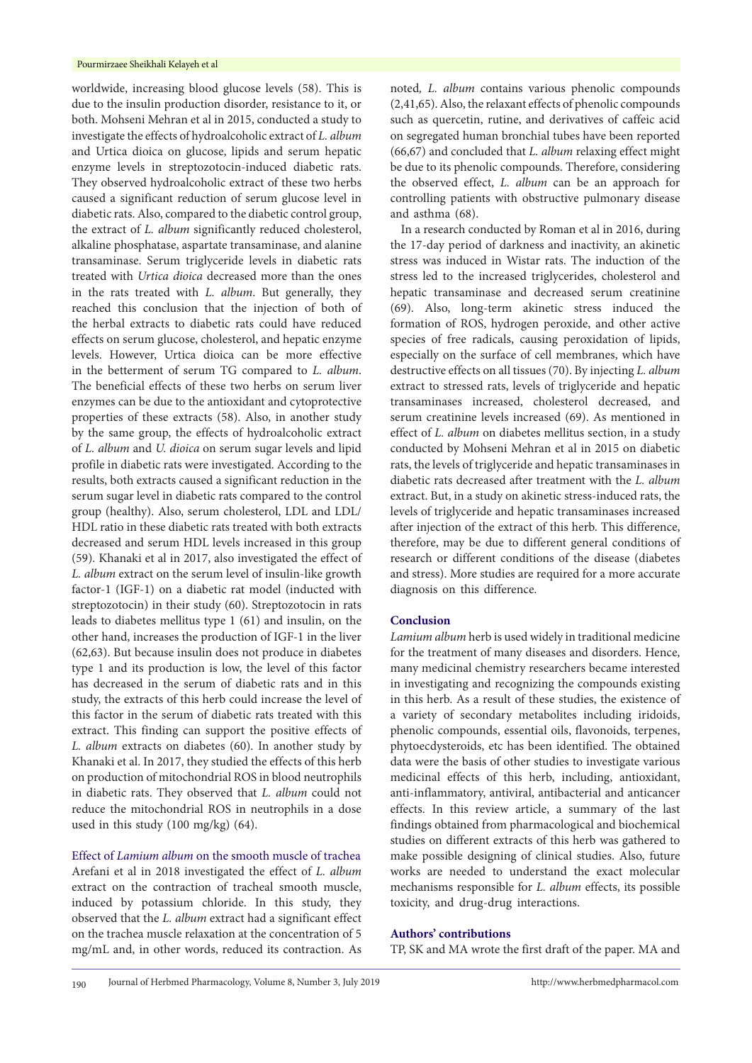worldwide, increasing blood glucose levels (58). This is due to the insulin production disorder, resistance to it, or both. Mohseni Mehran et al in 2015, conducted a study to investigate the effects of hydroalcoholic extract of *L. album* and Urtica dioica on glucose, lipids and serum hepatic enzyme levels in streptozotocin-induced diabetic rats. They observed hydroalcoholic extract of these two herbs caused a significant reduction of serum glucose level in diabetic rats. Also, compared to the diabetic control group, the extract of *L. album* significantly reduced cholesterol, alkaline phosphatase, aspartate transaminase, and alanine transaminase. Serum triglyceride levels in diabetic rats treated with *Urtica dioica* decreased more than the ones in the rats treated with *L. album*. But generally, they reached this conclusion that the injection of both of the herbal extracts to diabetic rats could have reduced effects on serum glucose, cholesterol, and hepatic enzyme levels. However, Urtica dioica can be more effective in the betterment of serum TG compared to *L. album*. The beneficial effects of these two herbs on serum liver enzymes can be due to the antioxidant and cytoprotective properties of these extracts (58). Also, in another study by the same group, the effects of hydroalcoholic extract of *L. album* and *U. dioica* on serum sugar levels and lipid profile in diabetic rats were investigated. According to the results, both extracts caused a significant reduction in the serum sugar level in diabetic rats compared to the control group (healthy). Also, serum cholesterol, LDL and LDL/HDL ratio in these diabetic rats treated with both extracts decreased and serum HDL levels increased in this group (59). Khanaki et al in 2017, also investigated the effect of *L. album* extract on the serum level of insulin-like growth factor-1 (IGF-1) on a diabetic rat model (inducted with streptozotocin) in their study (60). Streptozotocin in rats leads to diabetes mellitus type 1 (61) and insulin, on the other hand, increases the production of IGF-1 in the liver (62,63). But because insulin does not produce in diabetes type 1 and its production is low, the level of this factor has decreased in the serum of diabetic rats and in this study, the extracts of this herb could increase the level of this factor in the serum of diabetic rats treated with this extract. This finding can support the positive effects of *L. album* extracts on diabetes (60). In another study by Khanaki et al. In 2017, they studied the effects of this herb on production of mitochondrial ROS in blood neutrophils in diabetic rats. They observed that *L. album* could not reduce the mitochondrial ROS in neutrophils in a dose used in this study (100 mg/kg) (64).

### Effect of *Lamium album* on the smooth muscle of trachea

Arefani et al in 2018 investigated the effect of *L. album* extract on the contraction of tracheal smooth muscle, induced by potassium chloride. In this study, they observed that the *L. album* extract had a significant effect on the trachea muscle relaxation at the concentration of 5 mg/mL and, in other words, reduced its contraction. As noted, *L. album* contains various phenolic compounds (2,41,65). Also, the relaxant effects of phenolic compounds such as quercetin, rutine, and derivatives of caffeic acid on segregated human bronchial tubes have been reported (66,67) and concluded that *L. album* relaxing effect might be due to its phenolic compounds. Therefore, considering the observed effect, *L. album* can be an approach for controlling patients with obstructive pulmonary disease and asthma (68).

In a research conducted by Roman et al in 2016, during the 17-day period of darkness and inactivity, an akinetic stress was induced in Wistar rats. The induction of the stress led to the increased triglycerides, cholesterol and hepatic transaminase and decreased serum creatinine (69). Also, long-term akinetic stress induced the formation of ROS, hydrogen peroxide, and other active species of free radicals, causing peroxidation of lipids, especially on the surface of cell membranes, which have destructive effects on all tissues (70). By injecting *L. album* extract to stressed rats, levels of triglyceride and hepatic transaminases increased, cholesterol decreased, and serum creatinine levels increased (69). As mentioned in effect of *L. album* on diabetes mellitus section, in a study conducted by Mohseni Mehran et al in 2015 on diabetic rats, the levels of triglyceride and hepatic transaminases in diabetic rats decreased after treatment with the *L. album* extract. But, in a study on akinetic stress-induced rats, the levels of triglyceride and hepatic transaminases increased after injection of the extract of this herb. This difference, therefore, may be due to different general conditions of research or different conditions of the disease (diabetes and stress). More studies are required for a more accurate diagnosis on this difference.

## Conclusion

*Lamium album* herb is used widely in traditional medicine for the treatment of many diseases and disorders. Hence, many medicinal chemistry researchers became interested in investigating and recognizing the compounds existing in this herb. As a result of these studies, the existence of a variety of secondary metabolites including iridoids, phenolic compounds, essential oils, flavonoids, terpenes, phytoecdysteroids, etc has been identified. The obtained data were the basis of other studies to investigate various medicinal effects of this herb, including, antioxidant, anti-inflammatory, antiviral, antibacterial and anticancer effects. In this review article, a summary of the last findings obtained from pharmacological and biochemical studies on different extracts of this herb was gathered to make possible designing of clinical studies. Also, future works are needed to understand the exact molecular mechanisms responsible for *L. album* effects, its possible toxicity, and drug-drug interactions.

## Authors' contributions

TP, SK and MA wrote the first draft of the paper. MA and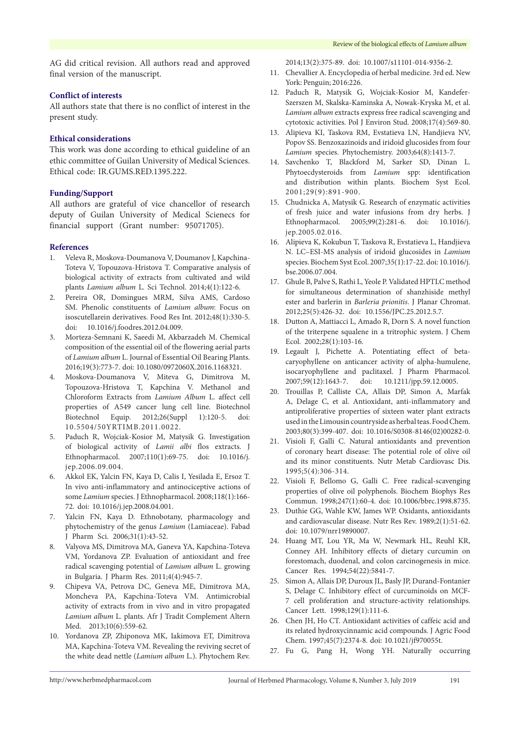AG did critical revision. All authors read and approved final version of the manuscript.

### Conflict of interests

All authors state that there is no conflict of interest in the present study.

### Ethical considerations

This work was done according to ethical guideline of an ethic committee of Guilan University of Medical Sciences. Ethical code: IR.GUMS.RED.1395.222.

### Funding/Support

All authors are grateful of vice chancellor of research deputy of Guilan University of Medical Sciences for financial support (Grant number: 95071705).

### References

1. Veleva R, Moskova-Doumanova V, Doumanov J, Kapchina-Toteva V, Topouzova-Hristova T. Comparative analysis of biological activity of extracts from cultivated and wild plants *Lamium album* L. Sci Technol. 2014;4(1):122-6.
2. Pereira OR, Domingues MRM, Silva AMS, Cardoso SM. Phenolic constituents of *Lamium album*: Focus on isoscutellarein derivatives. Food Res Int. 2012;48(1):330-5. doi: 10.1016/j.foodres.2012.04.009.
3. Morteza-Semnani K, Saeedi M, Akbarzadeh M. Chemical composition of the essential oil of the flowering aerial parts of *Lamium album* L. Journal of Essential Oil Bearing Plants. 2016;19(3):773-7. doi: 10.1080/0972060X.2016.1168321.
4. Moskova-Doumanova V, Miteva G, Dimitrova M, Topouzova-Hristova T, Kapchina V. Methanol and Chloroform Extracts from *Lamium Album* L. affect cell properties of A549 cancer lung cell line. Biotechnol Biotechnol Equip. 2012;26(Suppl 1):120-5. doi: 10.5504/50YRTIMB.2011.0022.
5. Paduch R, Wojciak-Kosior M, Matysik G. Investigation of biological activity of *Lamii albi* flos extracts. J Ethnopharmacol. 2007;110(1):69-75. doi: 10.1016/j.jep.2006.09.004.
6. Akkol EK, Yalcin FN, Kaya D, Calis I, Yesilada E, Ersoz T. In vivo anti-inflammatory and antinociceptive actions of some *Lamium* species. J Ethnopharmacol. 2008;118(1):166-72. doi: 10.1016/j.jep.2008.04.001.
7. Yalcin FN, Kaya D. Ethnobotany, pharmacology and phytochemistry of the genus *Lamium* (Lamiaceae). Fabad J Pharm Sci. 2006;31(1):43-52.
8. Valyova MS, Dimitrova MA, Ganeva YA, Kapchina-Toteva VM, Yordanova ZP. Evaluation of antioxidant and free radical scavenging potential of *Lamium album* L. growing in Bulgaria. J Pharm Res. 2011;4(4):945-7.
9. Chipeva VA, Petrova DC, Geneva ME, Dimitrova MA, Moncheva PA, Kapchina-Toteva VM. Antimicrobial activity of extracts from in vivo and in vitro propagated *Lamium album* L. plants. Afr J Tradit Complement Altern Med. 2013;10(6):559-62.
10. Yordanova ZP, Zhiponova MK, Iakimova ET, Dimitrova MA, Kapchina-Toteva VM. Revealing the reviving secret of the white dead nettle (*Lamium album* L.). Phytochem Rev. 2014;13(2):375-89. doi: 10.1007/s11101-014-9356-2.
11. Chevallier A. Encyclopedia of herbal medicine. 3rd ed. New York: Penguin; 2016:226.
12. Paduch R, Matysik G, Wojciak-Kosior M, Kandefer-Szerszen M, Skalska-Kaminska A, Nowak-Kryska M, et al. *Lamium album* extracts express free radical scavenging and cytotoxic activities. Pol J Environ Stud. 2008;17(4):569-80.
13. Alipieva KI, Taskova RM, Evstatieva LN, Handjieva NV, Popov SS. Benzoxazinoids and iridoid glucosides from four *Lamium* species. Phytochemistry. 2003;64(8):1413-7.
14. Savchenko T, Blackford M, Sarker SD, Dinan L. Phytoecdysteroids from *Lamium* spp: identification and distribution within plants. Biochem Syst Ecol. 2001;29(9):891-900.
15. Chudnicka A, Matysik G. Research of enzymatic activities of fresh juice and water infusions from dry herbs. J Ethnopharmacol. 2005;99(2):281-6. doi: 10.1016/j.jep.2005.02.016.
16. Alipieva K, Kokubun T, Taskova R, Evstatieva L, Handjieva N. LC–ESI-MS analysis of iridoid glucosides in *Lamium* species. Biochem Syst Ecol. 2007;35(1):17-22. doi: 10.1016/j.bse.2006.07.004.
17. Ghule B, Palve S, Rathi L, Yeole P. Validated HPTLC method for simultaneous determination of shanzhiside methyl ester and barlerin in *Barleria prionitis*. J Planar Chromat. 2012;25(5):426-32. doi: 10.1556/JPC.25.2012.5.7.
18. Dutton A, Mattiacci L, Amado R, Dorn S. A novel function of the triterpene squalene in a tritrophic system. J Chem Ecol. 2002;28(1):103-16.
19. Legault J, Pichette A. Potentiating effect of beta-caryophyllene on anticancer activity of alpha-humulene, isocaryophyllene and paclitaxel. J Pharm Pharmacol. 2007;59(12):1643-7. doi: 10.1211/jpp.59.12.0005.
20. Trouillas P, Calliste CA, Allais DP, Simon A, Marfak A, Delage C, et al. Antioxidant, anti-inflammatory and antiproliferative properties of sixteen water plant extracts used in the Limousin countryside as herbal teas. Food Chem. 2003;80(3):399-407. doi: 10.1016/S0308-8146(02)00282-0.
21. Visioli F, Galli C. Natural antioxidants and prevention of coronary heart disease: The potential role of olive oil and its minor constituents. Nutr Metab Cardiovasc Dis. 1995;5(4):306-314.
22. Visioli F, Bellomo G, Galli C. Free radical-scavenging properties of olive oil polyphenols. Biochem Biophys Res Commun. 1998;247(1):60-4. doi: 10.1006/bbrc.1998.8735.
23. Duthie GG, Wahle KW, James WP. Oxidants, antioxidants and cardiovascular disease. Nutr Res Rev. 1989;2(1):51-62. doi: 10.1079/nrr19890007.
24. Huang MT, Lou YR, Ma W, Newmark HL, Reuhl KR, Conney AH. Inhibitory effects of dietary curcumin on forestomach, duodenal, and colon carcinogenesis in mice. Cancer Res. 1994;54(22):5841-7.
25. Simon A, Allais DP, Duroux JL, Basly JP, Durand-Fontanier S, Delage C. Inhibitory effect of curcuminoids on MCF-7 cell proliferation and structure-activity relationships. Cancer Lett. 1998;129(1):111-6.
26. Chen JH, Ho CT. Antioxidant activities of caffeic acid and its related hydroxycinnamic acid compounds. J Agric Food Chem. 1997;45(7):2374-8. doi: 10.1021/jf970055t.
27. Fu G, Pang H, Wong YH. Naturally occurring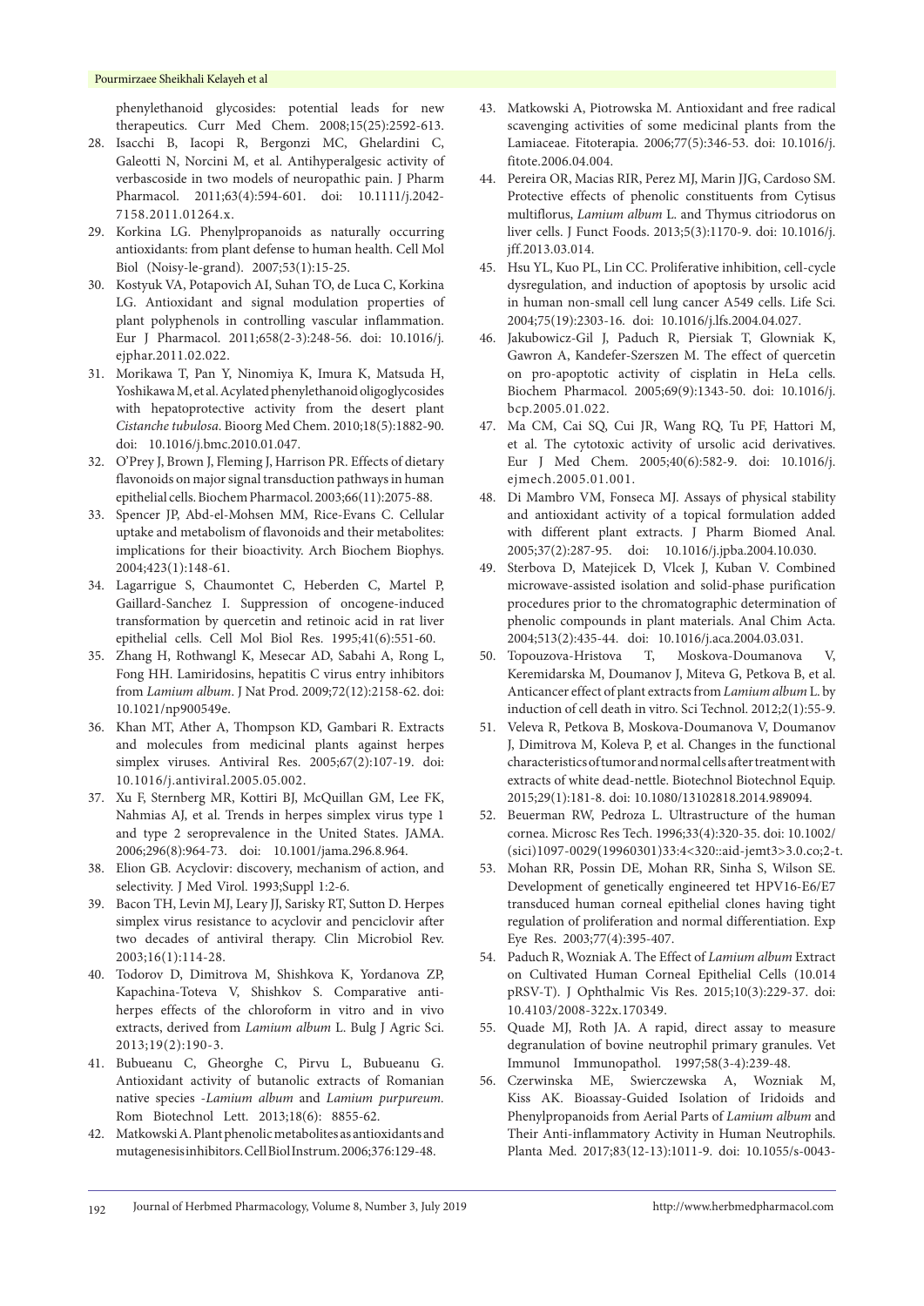phenylethanoid glycosides: potential leads for new therapeutics. Curr Med Chem. 2008;15(25):2592-613.

28. Isacchi B, Iacopi R, Bergonzi MC, Ghelardini C, Galeotti N, Norcini M, et al. Antihyperalgesic activity of verbascoside in two models of neuropathic pain. J Pharm Pharmacol. 2011;63(4):594-601. doi: 10.1111/j.2042-7158.2011.01264.x.
29. Korkina LG. Phenylpropanoids as naturally occurring antioxidants: from plant defense to human health. Cell Mol Biol (Noisy-le-grand). 2007;53(1):15-25.
30. Kostyuk VA, Potapovich AI, Suhan TO, de Luca C, Korkina LG. Antioxidant and signal modulation properties of plant polyphenols in controlling vascular inflammation. Eur J Pharmacol. 2011;658(2-3):248-56. doi: 10.1016/j.ejphar.2011.02.022.
31. Morikawa T, Pan Y, Ninomiya K, Imura K, Matsuda H, Yoshikawa M, et al. Acylated phenylethanoid oligoglycosides with hepatoprotective activity from the desert plant *Cistanche tubulosa*. Bioorg Med Chem. 2010;18(5):1882-90. doi: 10.1016/j.bmc.2010.01.047.
32. O'Prey J, Brown J, Fleming J, Harrison PR. Effects of dietary flavonoids on major signal transduction pathways in human epithelial cells. Biochem Pharmacol. 2003;66(11):2075-88.
33. Spencer JP, Abd-el-Mohsen MM, Rice-Evans C. Cellular uptake and metabolism of flavonoids and their metabolites: implications for their bioactivity. Arch Biochem Biophys. 2004;423(1):148-61.
34. Lagarrigue S, Chaumontet C, Heberden C, Martel P, Gaillard-Sanchez I. Suppression of oncogene-induced transformation by quercetin and retinoic acid in rat liver epithelial cells. Cell Mol Biol Res. 1995;41(6):551-60.
35. Zhang H, Rothwangl K, Mesecar AD, Sabahi A, Rong L, Fong HH. Lamiridosins, hepatitis C virus entry inhibitors from *Lamium album*. J Nat Prod. 2009;72(12):2158-62. doi: 10.1021/np900549e.
36. Khan MT, Ather A, Thompson KD, Gambari R. Extracts and molecules from medicinal plants against herpes simplex viruses. Antiviral Res. 2005;67(2):107-19. doi: 10.1016/j.antiviral.2005.05.002.
37. Xu F, Sternberg MR, Kottiri BJ, McQuillan GM, Lee FK, Nahmias AJ, et al. Trends in herpes simplex virus type 1 and type 2 seroprevalence in the United States. JAMA. 2006;296(8):964-73. doi: 10.1001/jama.296.8.964.
38. Elion GB. Acyclovir: discovery, mechanism of action, and selectivity. J Med Virol. 1993;Suppl 1:2-6.
39. Bacon TH, Levin MJ, Leary JJ, Sarisky RT, Sutton D. Herpes simplex virus resistance to acyclovir and penciclovir after two decades of antiviral therapy. Clin Microbiol Rev. 2003;16(1):114-28.
40. Todorov D, Dimitrova M, Shishkova K, Yordanova ZP, Kapachina-Toteva V, Shishkov S. Comparative anti-herpes effects of the chloroform in vitro and in vivo extracts, derived from *Lamium album* L. Bulg J Agric Sci. 2013;19(2):190-3.
41. Bubueanu C, Gheorghe C, Pirvu L, Bubueanu G. Antioxidant activity of butanolic extracts of Romanian native species -*Lamium album* and *Lamium purpureum*. Rom Biotechnol Lett. 2013;18(6): 8855-62.
42. Matkowski A. Plant phenolic metabolites as antioxidants and mutagenesis inhibitors. Cell Biol Instrum. 2006;376:129-48.
43. Matkowski A, Piotrowska M. Antioxidant and free radical scavenging activities of some medicinal plants from the Lamiaceae. Fitoterapia. 2006;77(5):346-53. doi: 10.1016/j.fitote.2006.04.004.
44. Pereira OR, Macias RIR, Perez MJ, Marin JJG, Cardoso SM. Protective effects of phenolic constituents from Cytisus multiflorus, *Lamium album* L. and Thymus citriodorus on liver cells. J Funct Foods. 2013;5(3):1170-9. doi: 10.1016/j.jff.2013.03.014.
45. Hsu YL, Kuo PL, Lin CC. Proliferative inhibition, cell-cycle dysregulation, and induction of apoptosis by ursolic acid in human non-small cell lung cancer A549 cells. Life Sci. 2004;75(19):2303-16. doi: 10.1016/j.lfs.2004.04.027.
46. Jakubowicz-Gil J, Paduch R, Piersiak T, Glowniak K, Gawron A, Kandefer-Szerszen M. The effect of quercetin on pro-apoptotic activity of cisplatin in HeLa cells. Biochem Pharmacol. 2005;69(9):1343-50. doi: 10.1016/j.bcp.2005.01.022.
47. Ma CM, Cai SQ, Cui JR, Wang RQ, Tu PF, Hattori M, et al. The cytotoxic activity of ursolic acid derivatives. Eur J Med Chem. 2005;40(6):582-9. doi: 10.1016/j.ejmech.2005.01.001.
48. Di Mambro VM, Fonseca MJ. Assays of physical stability and antioxidant activity of a topical formulation added with different plant extracts. J Pharm Biomed Anal. 2005;37(2):287-95. doi: 10.1016/j.jpba.2004.10.030.
49. Sterbova D, Matejicek D, Vlcek J, Kuban V. Combined microwave-assisted isolation and solid-phase purification procedures prior to the chromatographic determination of phenolic compounds in plant materials. Anal Chim Acta. 2004;513(2):435-44. doi: 10.1016/j.aca.2004.03.031.
50. Topouzova-Hristova T, Moskova-Doumanova V, Keremidarska M, Doumanov J, Miteva G, Petkova B, et al. Anticancer effect of plant extracts from *Lamium album* L. by induction of cell death in vitro. Sci Technol. 2012;2(1):55-9.
51. Veleva R, Petkova B, Moskova-Doumanova V, Doumanov J, Dimitrova M, Koleva P, et al. Changes in the functional characteristics of tumor and normal cells after treatment with extracts of white dead-nettle. Biotechnol Biotechnol Equip. 2015;29(1):181-8. doi: 10.1080/13102818.2014.989094.
52. Beuerman RW, Pedroza L. Ultrastructure of the human cornea. Microsc Res Tech. 1996;33(4):320-35. doi: 10.1002/(sici)1097-0029(19960301)33:4<320::aid-jemt3>3.0.co;2-t.
53. Mohan RR, Possin DE, Mohan RR, Sinha S, Wilson SE. Development of genetically engineered tet HPV16-E6/E7 transduced human corneal epithelial clones having tight regulation of proliferation and normal differentiation. Exp Eye Res. 2003;77(4):395-407.
54. Paduch R, Wozniak A. The Effect of *Lamium album* Extract on Cultivated Human Corneal Epithelial Cells (10.014 pRSV-T). J Ophthalmic Vis Res. 2015;10(3):229-37. doi: 10.4103/2008-322x.170349.
55. Quade MJ, Roth JA. A rapid, direct assay to measure degranulation of bovine neutrophil primary granules. Vet Immunol Immunopathol. 1997;58(3-4):239-48.
56. Czerwinska ME, Swierczewska A, Wozniak M, Kiss AK. Bioassay-Guided Isolation of Iridoids and Phenylpropanoids from Aerial Parts of *Lamium album* and Their Anti-inflammatory Activity in Human Neutrophils. Planta Med. 2017;83(12-13):1011-9. doi: 10.1055/s-0043-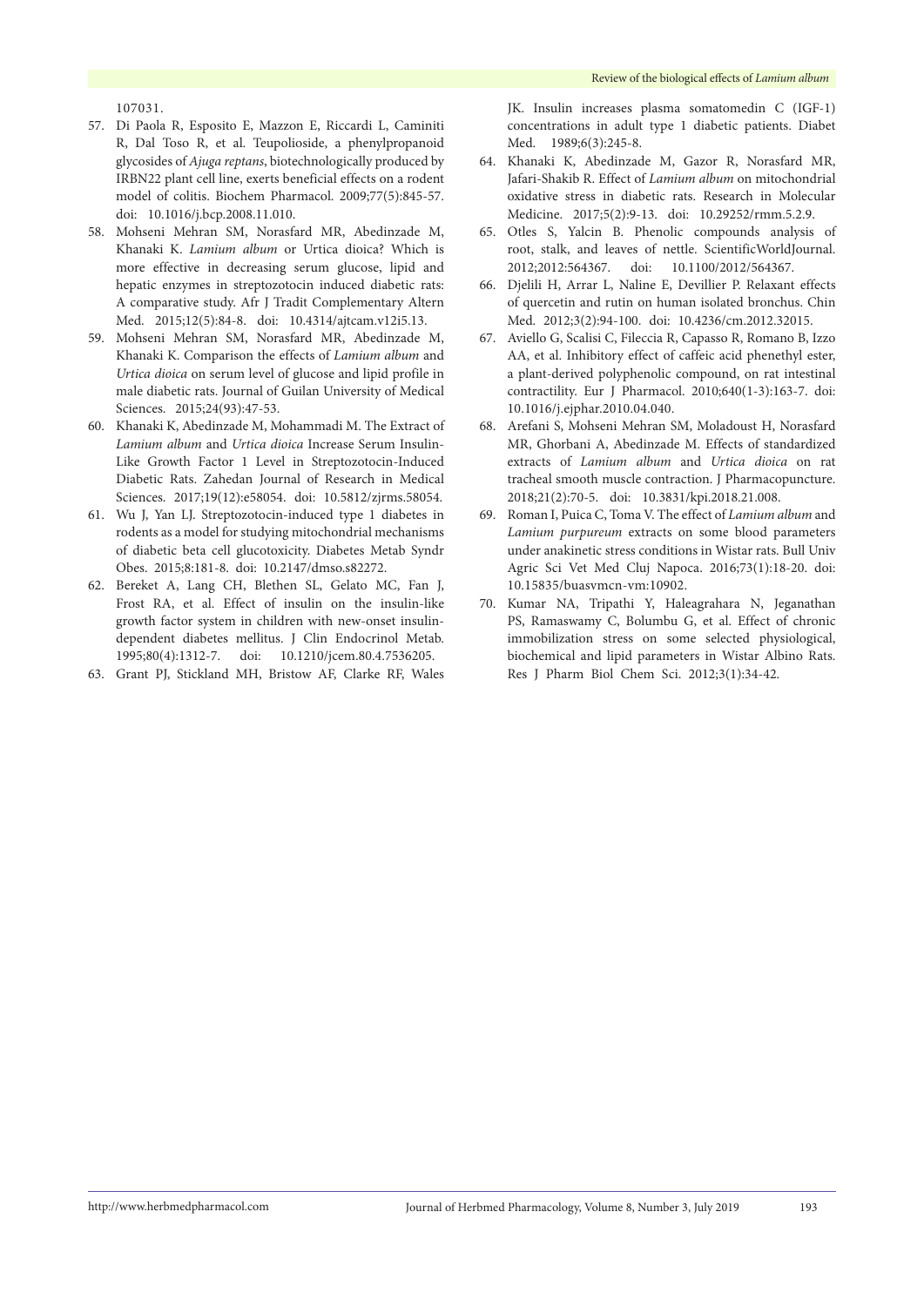107031.

57. Di Paola R, Esposito E, Mazzon E, Riccardi L, Caminiti R, Dal Toso R, et al. Teupolioside, a phenylpropanoid glycosides of *Ajuga reptans*, biotechnologically produced by IRBN22 plant cell line, exerts beneficial effects on a rodent model of colitis. Biochem Pharmacol. 2009;77(5):845-57. doi: 10.1016/j.bcp.2008.11.010.
58. Mohseni Mehran SM, Norasfard MR, Abedinzade M, Khanaki K. *Lamium album* or Urtica dioica? Which is more effective in decreasing serum glucose, lipid and hepatic enzymes in streptozotocin induced diabetic rats: A comparative study. Afr J Tradit Complementary Altern Med. 2015;12(5):84-8. doi: 10.4314/ajtcam.v12i5.13.
59. Mohseni Mehran SM, Norasfard MR, Abedinzade M, Khanaki K. Comparison the effects of *Lamium album* and *Urtica dioica* on serum level of glucose and lipid profile in male diabetic rats. Journal of Guilan University of Medical Sciences. 2015;24(93):47-53.
60. Khanaki K, Abedinzade M, Mohammadi M. The Extract of *Lamium album* and *Urtica dioica* Increase Serum Insulin-Like Growth Factor 1 Level in Streptozotocin-Induced Diabetic Rats. Zahedan Journal of Research in Medical Sciences. 2017;19(12):e58054. doi: 10.5812/zjrms.58054.
61. Wu J, Yan LJ. Streptozotocin-induced type 1 diabetes in rodents as a model for studying mitochondrial mechanisms of diabetic beta cell glucotoxicity. Diabetes Metab Syndr Obes. 2015;8:181-8. doi: 10.2147/dmso.s82272.
62. Bereket A, Lang CH, Blethen SL, Gelato MC, Fan J, Frost RA, et al. Effect of insulin on the insulin-like growth factor system in children with new-onset insulin-dependent diabetes mellitus. J Clin Endocrinol Metab. 1995;80(4):1312-7. doi: 10.1210/jcem.80.4.7536205.
63. Grant PJ, Stickland MH, Bristow AF, Clarke RF, Wales JK. Insulin increases plasma somatomedin C (IGF-1) concentrations in adult type 1 diabetic patients. Diabet Med. 1989;6(3):245-8.
64. Khanaki K, Abedinzade M, Gazor R, Norasfard MR, Jafari-Shakib R. Effect of *Lamium album* on mitochondrial oxidative stress in diabetic rats. Research in Molecular Medicine. 2017;5(2):9-13. doi: 10.29252/rmm.5.2.9.
65. Otles S, Yalcin B. Phenolic compounds analysis of root, stalk, and leaves of nettle. ScientificWorldJournal. 2012;2012:564367. doi: 10.1100/2012/564367.
66. Djelili H, Arrar L, Naline E, Devillier P. Relaxant effects of quercetin and rutin on human isolated bronchus. Chin Med. 2012;3(2):94-100. doi: 10.4236/cm.2012.32015.
67. Aviello G, Scalisi C, Fileccia R, Capasso R, Romano B, Izzo AA, et al. Inhibitory effect of caffeic acid phenethyl ester, a plant-derived polyphenolic compound, on rat intestinal contractility. Eur J Pharmacol. 2010;640(1-3):163-7. doi: 10.1016/j.ejphar.2010.04.040.
68. Arefani S, Mohseni Mehran SM, Moladoust H, Norasfard MR, Ghorbani A, Abedinzade M. Effects of standardized extracts of *Lamium album* and *Urtica dioica* on rat tracheal smooth muscle contraction. J Pharmacopuncture. 2018;21(2):70-5. doi: 10.3831/kpi.2018.21.008.
69. Roman I, Puica C, Toma V. The effect of *Lamium album* and *Lamium purpureum* extracts on some blood parameters under anakinetic stress conditions in Wistar rats. Bull Univ Agric Sci Vet Med Cluj Napoca. 2016;73(1):18-20. doi: 10.15835/buasvmcn-vm:10902.
70. Kumar NA, Tripathi Y, Haleagrahara N, Jeganathan PS, Ramaswamy C, Bolumbu G, et al. Effect of chronic immobilization stress on some selected physiological, biochemical and lipid parameters in Wistar Albino Rats. Res J Pharm Biol Chem Sci. 2012;3(1):34-42.